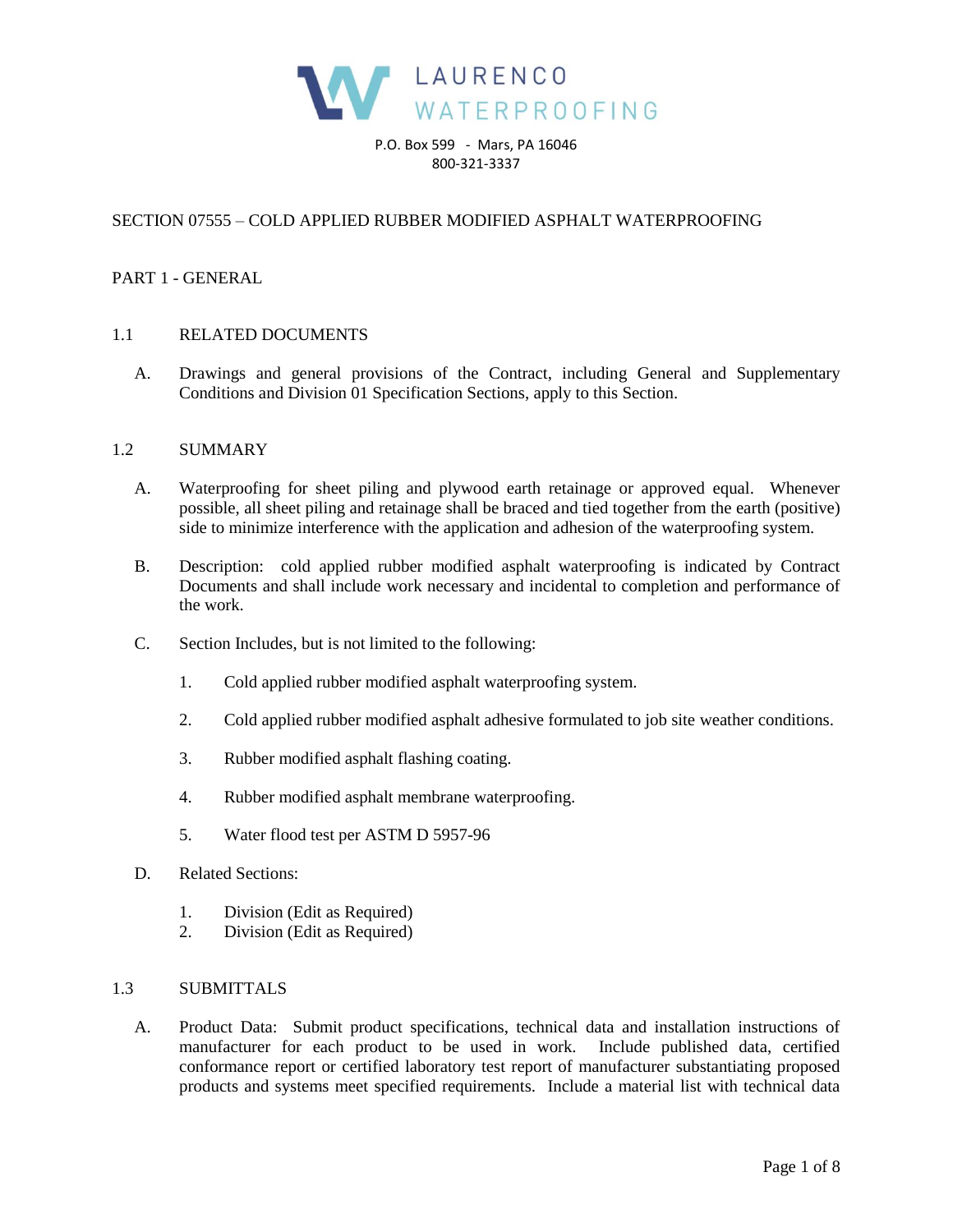# LAURENCO WATERPROOFING

P.O. Box 599 - Mars, PA 16046
800-321-3337

## SECTION 07555 – COLD APPLIED RUBBER MODIFIED ASPHALT WATERPROOFING

## PART 1 - GENERAL

### 1.1 RELATED DOCUMENTS

A. Drawings and general provisions of the Contract, including General and Supplementary Conditions and Division 01 Specification Sections, apply to this Section.

### 1.2 SUMMARY

A. Waterproofing for sheet piling and plywood earth retainage or approved equal. Whenever possible, all sheet piling and retainage shall be braced and tied together from the earth (positive) side to minimize interference with the application and adhesion of the waterproofing system.

B. Description: cold applied rubber modified asphalt waterproofing is indicated by Contract Documents and shall include work necessary and incidental to completion and performance of the work.

C. Section Includes, but is not limited to the following:

1. Cold applied rubber modified asphalt waterproofing system.
2. Cold applied rubber modified asphalt adhesive formulated to job site weather conditions.
3. Rubber modified asphalt flashing coating.
4. Rubber modified asphalt membrane waterproofing.
5. Water flood test per ASTM D 5957-96

D. Related Sections:

1. Division (Edit as Required)
2. Division (Edit as Required)

### 1.3 SUBMITTALS

A. Product Data: Submit product specifications, technical data and installation instructions of manufacturer for each product to be used in work. Include published data, certified conformance report or certified laboratory test report of manufacturer substantiating proposed products and systems meet specified requirements. Include a material list with technical data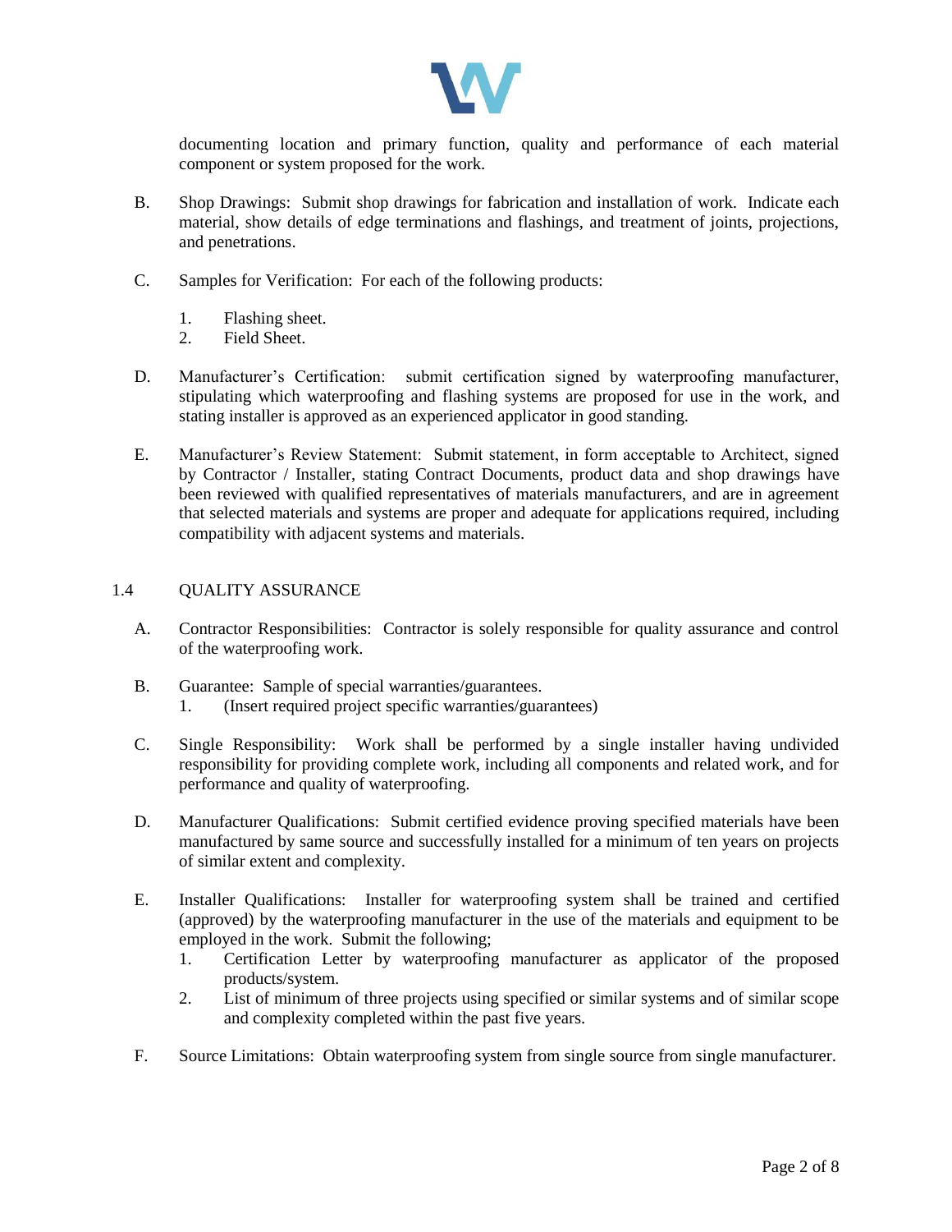documenting location and primary function, quality and performance of each material component or system proposed for the work.

B. Shop Drawings: Submit shop drawings for fabrication and installation of work. Indicate each material, show details of edge terminations and flashings, and treatment of joints, projections, and penetrations.

C. Samples for Verification: For each of the following products:

   1. Flashing sheet.
   2. Field Sheet.

D. Manufacturer's Certification: submit certification signed by waterproofing manufacturer, stipulating which waterproofing and flashing systems are proposed for use in the work, and stating installer is approved as an experienced applicator in good standing.

E. Manufacturer's Review Statement: Submit statement, in form acceptable to Architect, signed by Contractor / Installer, stating Contract Documents, product data and shop drawings have been reviewed with qualified representatives of materials manufacturers, and are in agreement that selected materials and systems are proper and adequate for applications required, including compatibility with adjacent systems and materials.

## 1.4 QUALITY ASSURANCE

A. Contractor Responsibilities: Contractor is solely responsible for quality assurance and control of the waterproofing work.

B. Guarantee: Sample of special warranties/guarantees.
   1. (Insert required project specific warranties/guarantees)

C. Single Responsibility: Work shall be performed by a single installer having undivided responsibility for providing complete work, including all components and related work, and for performance and quality of waterproofing.

D. Manufacturer Qualifications: Submit certified evidence proving specified materials have been manufactured by same source and successfully installed for a minimum of ten years on projects of similar extent and complexity.

E. Installer Qualifications: Installer for waterproofing system shall be trained and certified (approved) by the waterproofing manufacturer in the use of the materials and equipment to be employed in the work. Submit the following;
   1. Certification Letter by waterproofing manufacturer as applicator of the proposed products/system.
   2. List of minimum of three projects using specified or similar systems and of similar scope and complexity completed within the past five years.

F. Source Limitations: Obtain waterproofing system from single source from single manufacturer.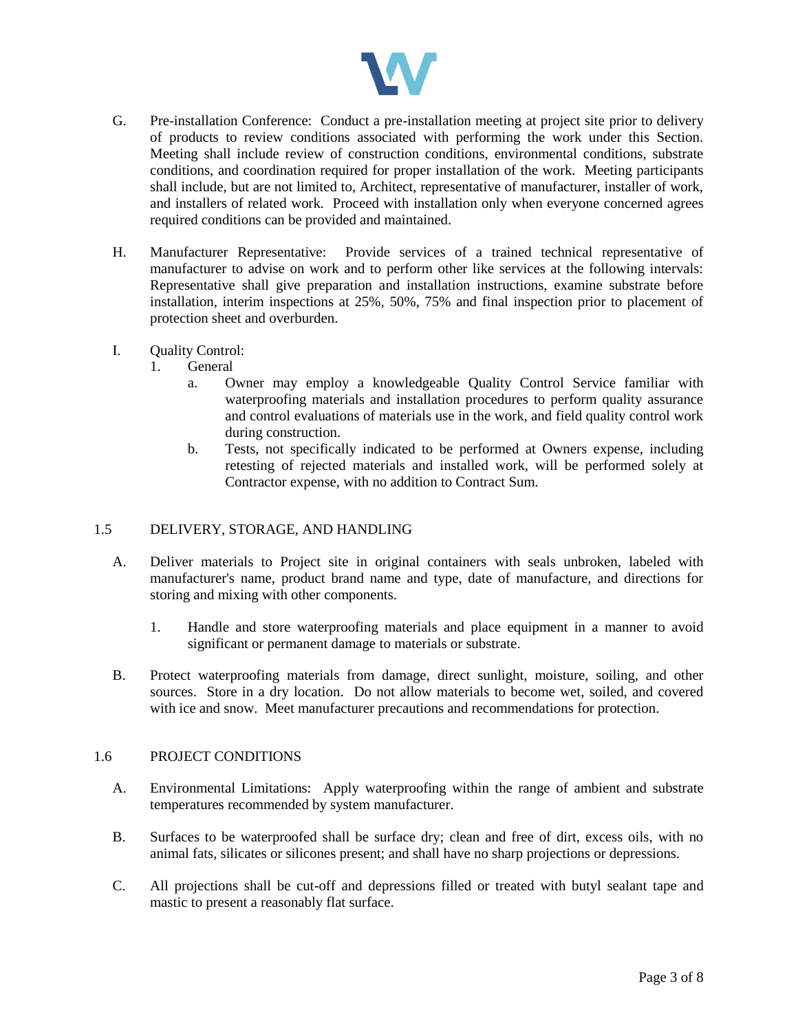G. Pre-installation Conference: Conduct a pre-installation meeting at project site prior to delivery of products to review conditions associated with performing the work under this Section. Meeting shall include review of construction conditions, environmental conditions, substrate conditions, and coordination required for proper installation of the work. Meeting participants shall include, but are not limited to, Architect, representative of manufacturer, installer of work, and installers of related work. Proceed with installation only when everyone concerned agrees required conditions can be provided and maintained.

H. Manufacturer Representative: Provide services of a trained technical representative of manufacturer to advise on work and to perform other like services at the following intervals: Representative shall give preparation and installation instructions, examine substrate before installation, interim inspections at 25%, 50%, 75% and final inspection prior to placement of protection sheet and overburden.

I. Quality Control:
   1. General
      a. Owner may employ a knowledgeable Quality Control Service familiar with waterproofing materials and installation procedures to perform quality assurance and control evaluations of materials use in the work, and field quality control work during construction.
      b. Tests, not specifically indicated to be performed at Owners expense, including retesting of rejected materials and installed work, will be performed solely at Contractor expense, with no addition to Contract Sum.

## 1.5 DELIVERY, STORAGE, AND HANDLING

A. Deliver materials to Project site in original containers with seals unbroken, labeled with manufacturer's name, product brand name and type, date of manufacture, and directions for storing and mixing with other components.

   1. Handle and store waterproofing materials and place equipment in a manner to avoid significant or permanent damage to materials or substrate.

B. Protect waterproofing materials from damage, direct sunlight, moisture, soiling, and other sources. Store in a dry location. Do not allow materials to become wet, soiled, and covered with ice and snow. Meet manufacturer precautions and recommendations for protection.

## 1.6 PROJECT CONDITIONS

A. Environmental Limitations: Apply waterproofing within the range of ambient and substrate temperatures recommended by system manufacturer.

B. Surfaces to be waterproofed shall be surface dry; clean and free of dirt, excess oils, with no animal fats, silicates or silicones present; and shall have no sharp projections or depressions.

C. All projections shall be cut-off and depressions filled or treated with butyl sealant tape and mastic to present a reasonably flat surface.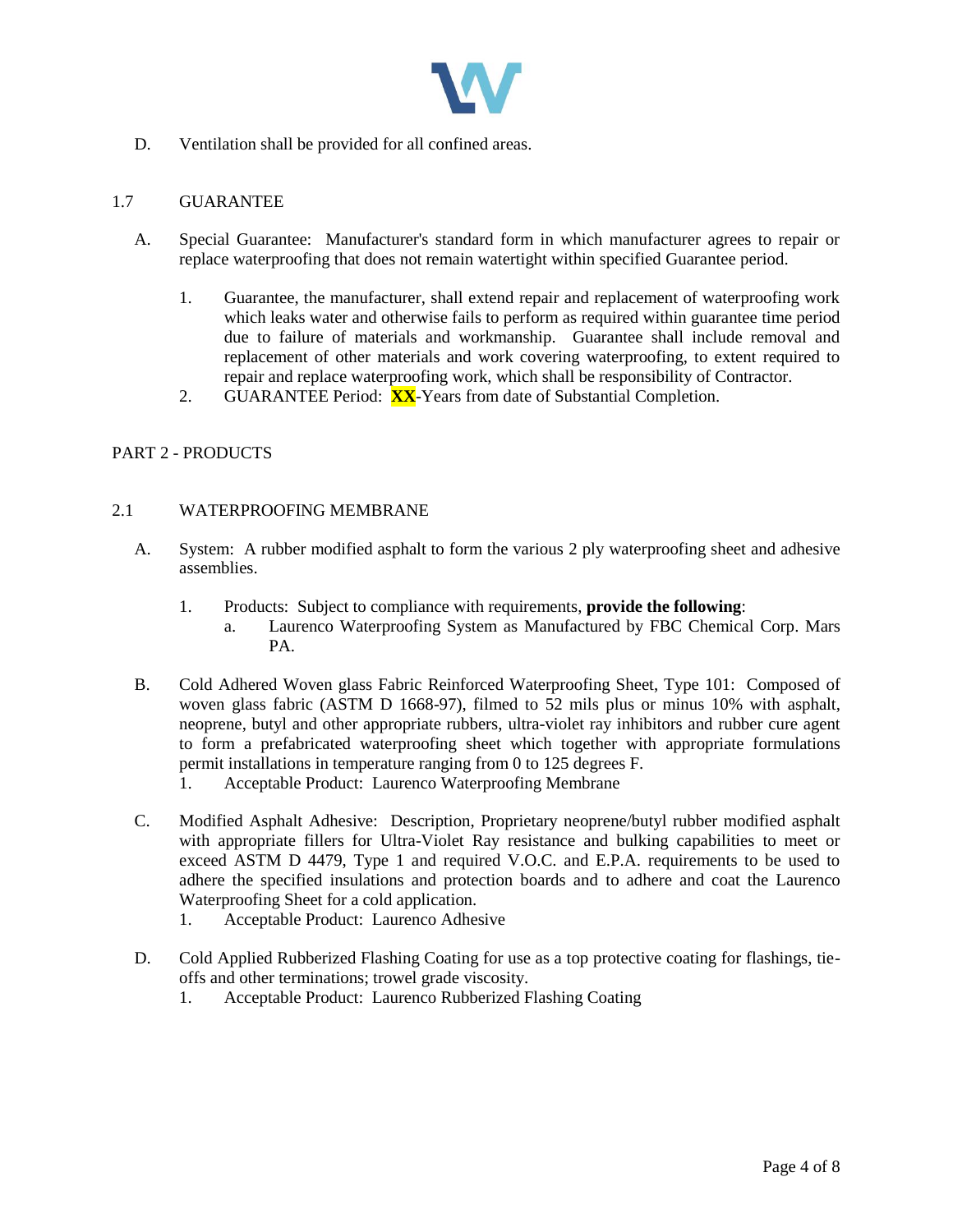D. Ventilation shall be provided for all confined areas.

## 1.7 GUARANTEE

A. Special Guarantee: Manufacturer's standard form in which manufacturer agrees to repair or replace waterproofing that does not remain watertight within specified Guarantee period.

1. Guarantee, the manufacturer, shall extend repair and replacement of waterproofing work which leaks water and otherwise fails to perform as required within guarantee time period due to failure of materials and workmanship. Guarantee shall include removal and replacement of other materials and work covering waterproofing, to extent required to repair and replace waterproofing work, which shall be responsibility of Contractor.
2. GUARANTEE Period: **XX**-Years from date of Substantial Completion.

# PART 2 - PRODUCTS

## 2.1 WATERPROOFING MEMBRANE

A. System: A rubber modified asphalt to form the various 2 ply waterproofing sheet and adhesive assemblies.

1. Products: Subject to compliance with requirements, **provide the following**:
   a. Laurenco Waterproofing System as Manufactured by FBC Chemical Corp. Mars PA.

B. Cold Adhered Woven glass Fabric Reinforced Waterproofing Sheet, Type 101: Composed of woven glass fabric (ASTM D 1668-97), filmed to 52 mils plus or minus 10% with asphalt, neoprene, butyl and other appropriate rubbers, ultra-violet ray inhibitors and rubber cure agent to form a prefabricated waterproofing sheet which together with appropriate formulations permit installations in temperature ranging from 0 to 125 degrees F.

1. Acceptable Product: Laurenco Waterproofing Membrane

C. Modified Asphalt Adhesive: Description, Proprietary neoprene/butyl rubber modified asphalt with appropriate fillers for Ultra-Violet Ray resistance and bulking capabilities to meet or exceed ASTM D 4479, Type 1 and required V.O.C. and E.P.A. requirements to be used to adhere the specified insulations and protection boards and to adhere and coat the Laurenco Waterproofing Sheet for a cold application.

1. Acceptable Product: Laurenco Adhesive

D. Cold Applied Rubberized Flashing Coating for use as a top protective coating for flashings, tie-offs and other terminations; trowel grade viscosity.

1. Acceptable Product: Laurenco Rubberized Flashing Coating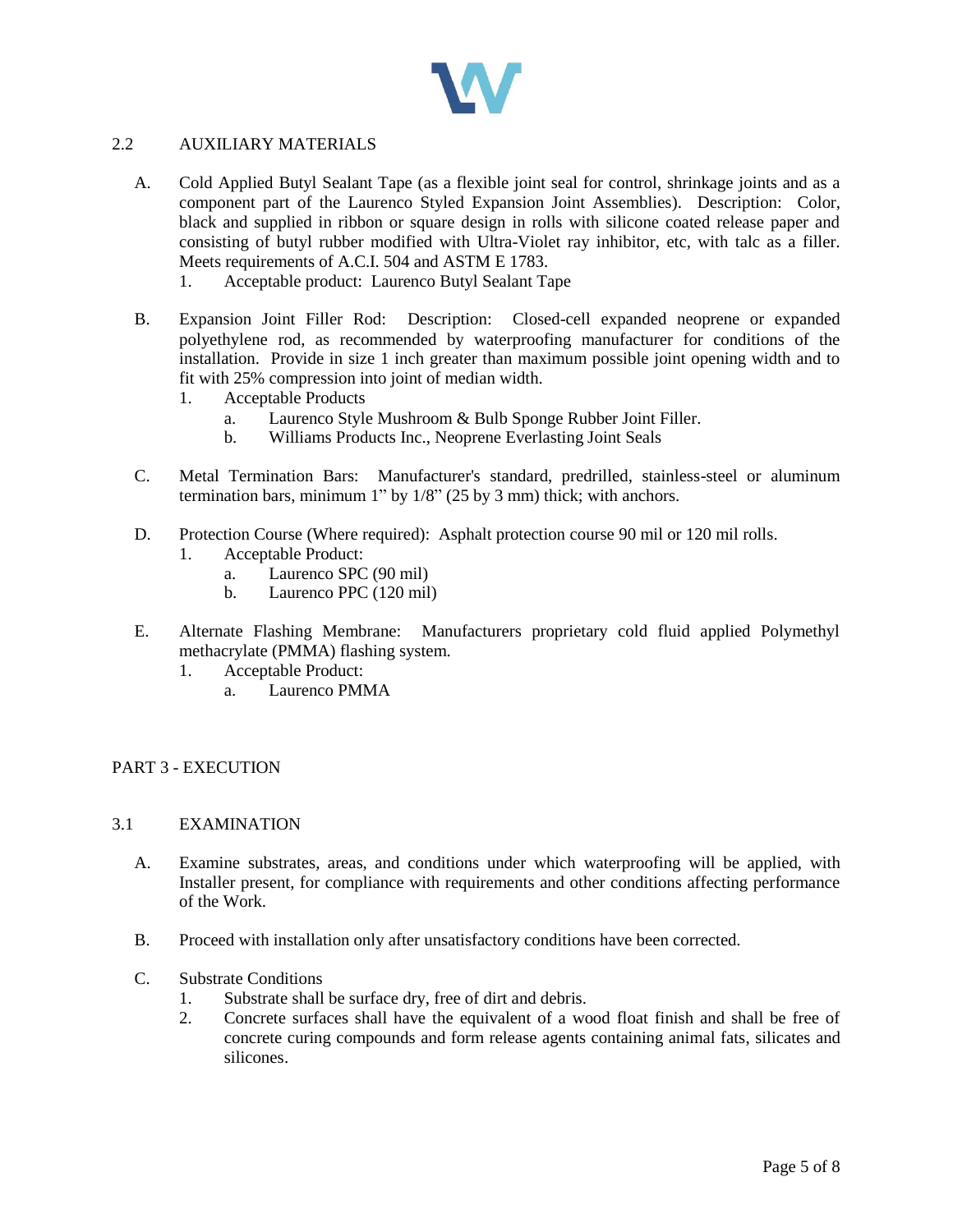## 2.2 AUXILIARY MATERIALS

A. Cold Applied Butyl Sealant Tape (as a flexible joint seal for control, shrinkage joints and as a component part of the Laurenco Styled Expansion Joint Assemblies). Description: Color, black and supplied in ribbon or square design in rolls with silicone coated release paper and consisting of butyl rubber modified with Ultra-Violet ray inhibitor, etc, with talc as a filler. Meets requirements of A.C.I. 504 and ASTM E 1783.
   1. Acceptable product: Laurenco Butyl Sealant Tape

B. Expansion Joint Filler Rod: Description: Closed-cell expanded neoprene or expanded polyethylene rod, as recommended by waterproofing manufacturer for conditions of the installation. Provide in size 1 inch greater than maximum possible joint opening width and to fit with 25% compression into joint of median width.
   1. Acceptable Products
      a. Laurenco Style Mushroom & Bulb Sponge Rubber Joint Filler.
      b. Williams Products Inc., Neoprene Everlasting Joint Seals

C. Metal Termination Bars: Manufacturer's standard, predrilled, stainless-steel or aluminum termination bars, minimum 1" by 1/8" (25 by 3 mm) thick; with anchors.

D. Protection Course (Where required): Asphalt protection course 90 mil or 120 mil rolls.
   1. Acceptable Product:
      a. Laurenco SPC (90 mil)
      b. Laurenco PPC (120 mil)

E. Alternate Flashing Membrane: Manufacturers proprietary cold fluid applied Polymethyl methacrylate (PMMA) flashing system.
   1. Acceptable Product:
      a. Laurenco PMMA

# PART 3 - EXECUTION

## 3.1 EXAMINATION

A. Examine substrates, areas, and conditions under which waterproofing will be applied, with Installer present, for compliance with requirements and other conditions affecting performance of the Work.

B. Proceed with installation only after unsatisfactory conditions have been corrected.

C. Substrate Conditions
   1. Substrate shall be surface dry, free of dirt and debris.
   2. Concrete surfaces shall have the equivalent of a wood float finish and shall be free of concrete curing compounds and form release agents containing animal fats, silicates and silicones.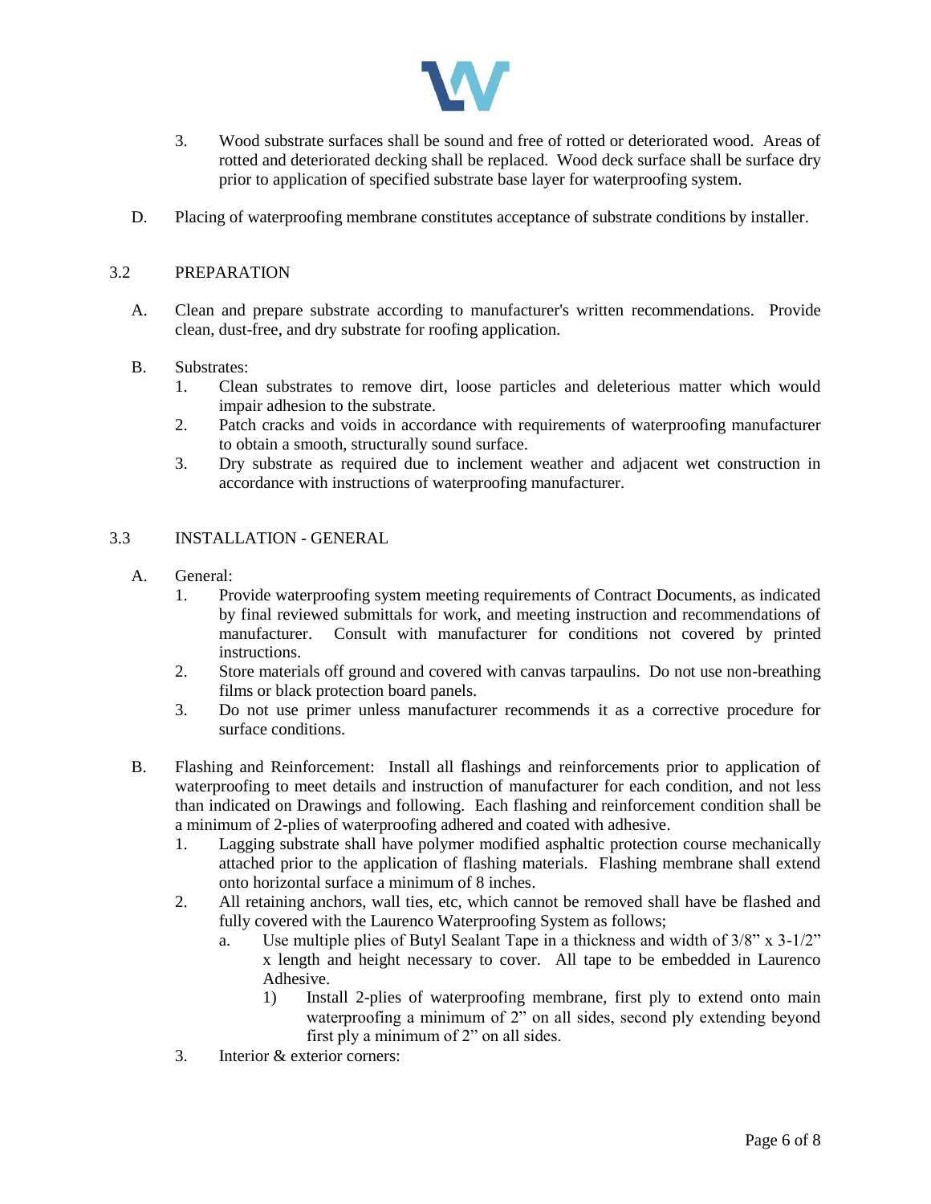3. Wood substrate surfaces shall be sound and free of rotted or deteriorated wood. Areas of rotted and deteriorated decking shall be replaced. Wood deck surface shall be surface dry prior to application of specified substrate base layer for waterproofing system.

D. Placing of waterproofing membrane constitutes acceptance of substrate conditions by installer.

## 3.2 PREPARATION

A. Clean and prepare substrate according to manufacturer's written recommendations. Provide clean, dust-free, and dry substrate for roofing application.

B. Substrates:
   1. Clean substrates to remove dirt, loose particles and deleterious matter which would impair adhesion to the substrate.
   2. Patch cracks and voids in accordance with requirements of waterproofing manufacturer to obtain a smooth, structurally sound surface.
   3. Dry substrate as required due to inclement weather and adjacent wet construction in accordance with instructions of waterproofing manufacturer.

## 3.3 INSTALLATION - GENERAL

A. General:
   1. Provide waterproofing system meeting requirements of Contract Documents, as indicated by final reviewed submittals for work, and meeting instruction and recommendations of manufacturer. Consult with manufacturer for conditions not covered by printed instructions.
   2. Store materials off ground and covered with canvas tarpaulins. Do not use non-breathing films or black protection board panels.
   3. Do not use primer unless manufacturer recommends it as a corrective procedure for surface conditions.

B. Flashing and Reinforcement: Install all flashings and reinforcements prior to application of waterproofing to meet details and instruction of manufacturer for each condition, and not less than indicated on Drawings and following. Each flashing and reinforcement condition shall be a minimum of 2-plies of waterproofing adhered and coated with adhesive.
   1. Lagging substrate shall have polymer modified asphaltic protection course mechanically attached prior to the application of flashing materials. Flashing membrane shall extend onto horizontal surface a minimum of 8 inches.
   2. All retaining anchors, wall ties, etc, which cannot be removed shall have be flashed and fully covered with the Laurenco Waterproofing System as follows;
      a. Use multiple plies of Butyl Sealant Tape in a thickness and width of 3/8" x 3-1/2" x length and height necessary to cover. All tape to be embedded in Laurenco Adhesive.
         1) Install 2-plies of waterproofing membrane, first ply to extend onto main waterproofing a minimum of 2" on all sides, second ply extending beyond first ply a minimum of 2" on all sides.
   3. Interior & exterior corners: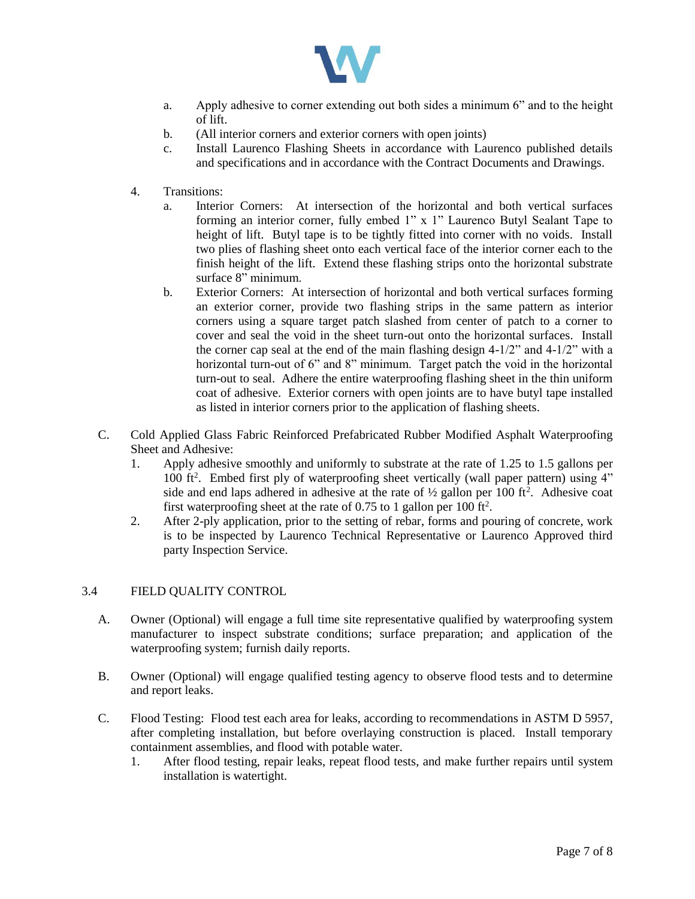a. Apply adhesive to corner extending out both sides a minimum 6" and to the height of lift.
b. (All interior corners and exterior corners with open joints)
c. Install Laurenco Flashing Sheets in accordance with Laurenco published details and specifications and in accordance with the Contract Documents and Drawings.

4. Transitions:
   a. Interior Corners: At intersection of the horizontal and both vertical surfaces forming an interior corner, fully embed 1" x 1" Laurenco Butyl Sealant Tape to height of lift. Butyl tape is to be tightly fitted into corner with no voids. Install two plies of flashing sheet onto each vertical face of the interior corner each to the finish height of the lift. Extend these flashing strips onto the horizontal substrate surface 8" minimum.
   b. Exterior Corners: At intersection of horizontal and both vertical surfaces forming an exterior corner, provide two flashing strips in the same pattern as interior corners using a square target patch slashed from center of patch to a corner to cover and seal the void in the sheet turn-out onto the horizontal surfaces. Install the corner cap seal at the end of the main flashing design 4-1/2" and 4-1/2" with a horizontal turn-out of 6" and 8" minimum. Target patch the void in the horizontal turn-out to seal. Adhere the entire waterproofing flashing sheet in the thin uniform coat of adhesive. Exterior corners with open joints are to have butyl tape installed as listed in interior corners prior to the application of flashing sheets.

C. Cold Applied Glass Fabric Reinforced Prefabricated Rubber Modified Asphalt Waterproofing Sheet and Adhesive:
   1. Apply adhesive smoothly and uniformly to substrate at the rate of 1.25 to 1.5 gallons per 100 $ft^2$. Embed first ply of waterproofing sheet vertically (wall paper pattern) using 4" side and end laps adhered in adhesive at the rate of ½ gallon per 100 $ft^2$. Adhesive coat first waterproofing sheet at the rate of 0.75 to 1 gallon per 100 $ft^2$.
   2. After 2-ply application, prior to the setting of rebar, forms and pouring of concrete, work is to be inspected by Laurenco Technical Representative or Laurenco Approved third party Inspection Service.

## 3.4 FIELD QUALITY CONTROL

A. Owner (Optional) will engage a full time site representative qualified by waterproofing system manufacturer to inspect substrate conditions; surface preparation; and application of the waterproofing system; furnish daily reports.

B. Owner (Optional) will engage qualified testing agency to observe flood tests and to determine and report leaks.

C. Flood Testing: Flood test each area for leaks, according to recommendations in ASTM D 5957, after completing installation, but before overlaying construction is placed. Install temporary containment assemblies, and flood with potable water.
   1. After flood testing, repair leaks, repeat flood tests, and make further repairs until system installation is watertight.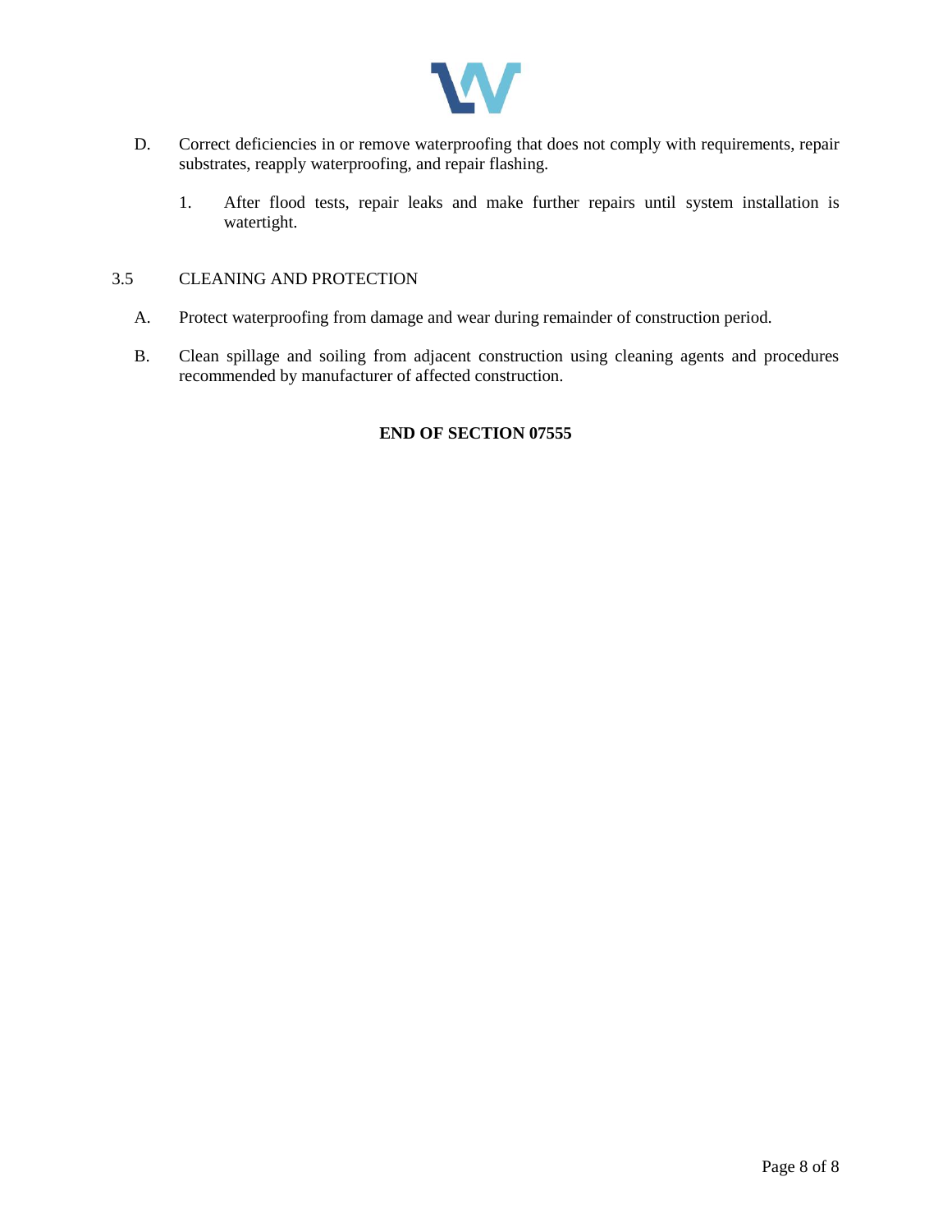D. Correct deficiencies in or remove waterproofing that does not comply with requirements, repair substrates, reapply waterproofing, and repair flashing.

   1. After flood tests, repair leaks and make further repairs until system installation is watertight.

## 3.5 CLEANING AND PROTECTION

A. Protect waterproofing from damage and wear during remainder of construction period.

B. Clean spillage and soiling from adjacent construction using cleaning agents and procedures recommended by manufacturer of affected construction.

**END OF SECTION 07555**